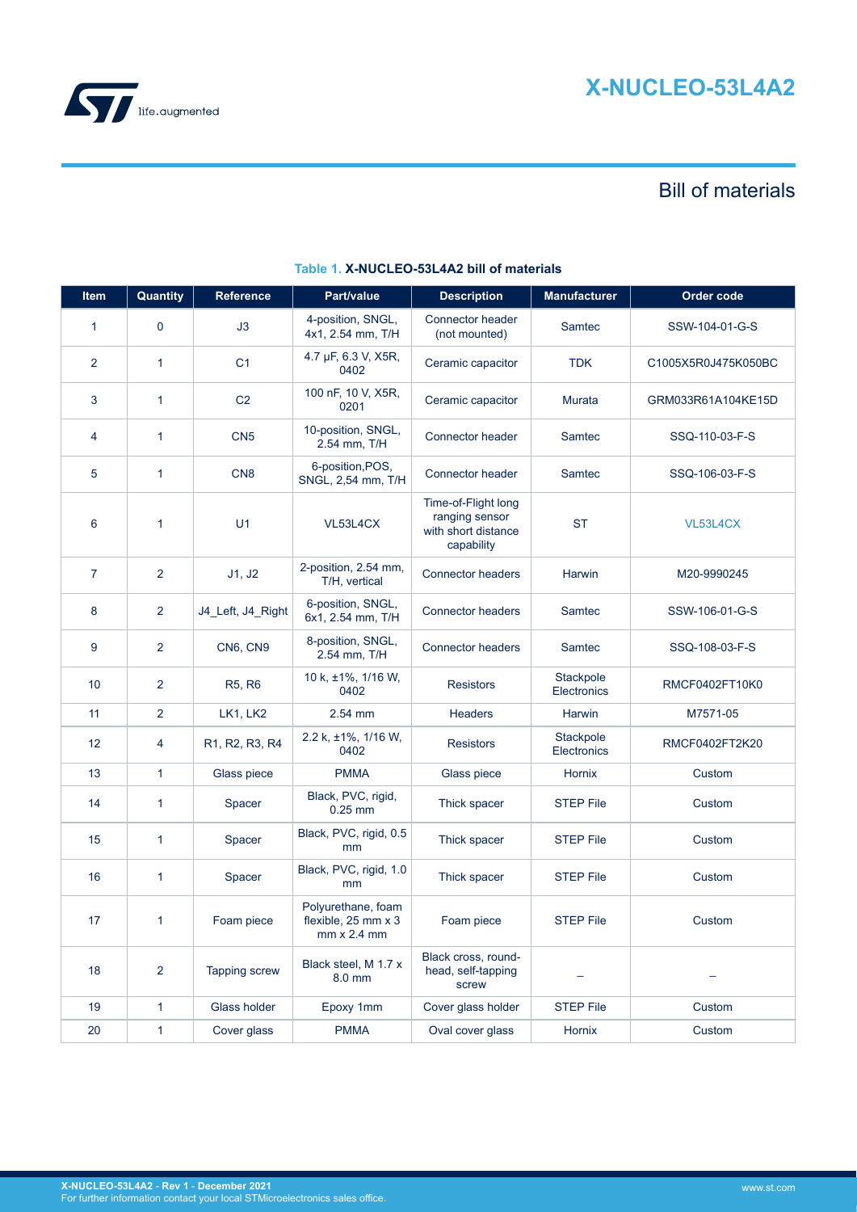# X-NUCLEO-53L4A2

## Bill of materials

**Table 1. X-NUCLEO-53L4A2 bill of materials**

| Item | Quantity | Reference | Part/value | Description | Manufacturer | Order code |
|---|---|---|---|---|---|---|
| 1 | 0 | J3 | 4-position, SNGL, 4x1, 2.54 mm, T/H | Connector header (not mounted) | Samtec | SSW-104-01-G-S |
| 2 | 1 | C1 | 4.7 µF, 6.3 V, X5R, 0402 | Ceramic capacitor | TDK | C1005X5R0J475K050BC |
| 3 | 1 | C2 | 100 nF, 10 V, X5R, 0201 | Ceramic capacitor | Murata | GRM033R61A104KE15D |
| 4 | 1 | CN5 | 10-position, SNGL, 2.54 mm, T/H | Connector header | Samtec | SSQ-110-03-F-S |
| 5 | 1 | CN8 | 6-position,POS, SNGL, 2,54 mm, T/H | Connector header | Samtec | SSQ-106-03-F-S |
| 6 | 1 | U1 | VL53L4CX | Time-of-Flight long ranging sensor with short distance capability | ST | VL53L4CX |
| 7 | 2 | J1, J2 | 2-position, 2.54 mm, T/H, vertical | Connector headers | Harwin | M20-9990245 |
| 8 | 2 | J4_Left, J4_Right | 6-position, SNGL, 6x1, 2.54 mm, T/H | Connector headers | Samtec | SSW-106-01-G-S |
| 9 | 2 | CN6, CN9 | 8-position, SNGL, 2.54 mm, T/H | Connector headers | Samtec | SSQ-108-03-F-S |
| 10 | 2 | R5, R6 | 10 k, ±1%, 1/16 W, 0402 | Resistors | Stackpole Electronics | RMCF0402FT10K0 |
| 11 | 2 | LK1, LK2 | 2.54 mm | Headers | Harwin | M7571-05 |
| 12 | 4 | R1, R2, R3, R4 | 2.2 k, ±1%, 1/16 W, 0402 | Resistors | Stackpole Electronics | RMCF0402FT2K20 |
| 13 | 1 | Glass piece | PMMA | Glass piece | Hornix | Custom |
| 14 | 1 | Spacer | Black, PVC, rigid, 0.25 mm | Thick spacer | STEP File | Custom |
| 15 | 1 | Spacer | Black, PVC, rigid, 0.5 mm | Thick spacer | STEP File | Custom |
| 16 | 1 | Spacer | Black, PVC, rigid, 1.0 mm | Thick spacer | STEP File | Custom |
| 17 | 1 | Foam piece | Polyurethane, foam flexible, 25 mm x 3 mm x 2.4 mm | Foam piece | STEP File | Custom |
| 18 | 2 | Tapping screw | Black steel, M 1.7 x 8.0 mm | Black cross, round-head, self-tapping screw | – | – |
| 19 | 1 | Glass holder | Epoxy 1mm | Cover glass holder | STEP File | Custom |
| 20 | 1 | Cover glass | PMMA | Oval cover glass | Hornix | Custom |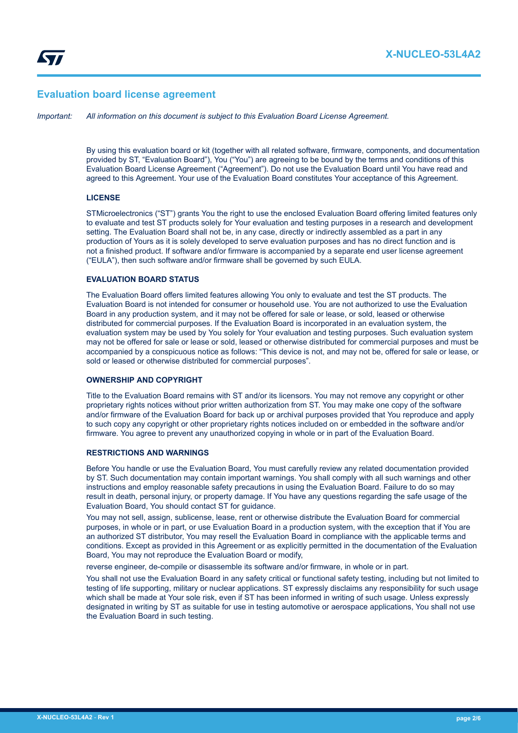## Evaluation board license agreement

*Important: All information on this document is subject to this Evaluation Board License Agreement.*

By using this evaluation board or kit (together with all related software, firmware, components, and documentation provided by ST, "Evaluation Board"), You ("You") are agreeing to be bound by the terms and conditions of this Evaluation Board License Agreement ("Agreement"). Do not use the Evaluation Board until You have read and agreed to this Agreement. Your use of the Evaluation Board constitutes Your acceptance of this Agreement.

### LICENSE

STMicroelectronics ("ST") grants You the right to use the enclosed Evaluation Board offering limited features only to evaluate and test ST products solely for Your evaluation and testing purposes in a research and development setting. The Evaluation Board shall not be, in any case, directly or indirectly assembled as a part in any production of Yours as it is solely developed to serve evaluation purposes and has no direct function and is not a finished product. If software and/or firmware is accompanied by a separate end user license agreement ("EULA"), then such software and/or firmware shall be governed by such EULA.

### EVALUATION BOARD STATUS

The Evaluation Board offers limited features allowing You only to evaluate and test the ST products. The Evaluation Board is not intended for consumer or household use. You are not authorized to use the Evaluation Board in any production system, and it may not be offered for sale or lease, or sold, leased or otherwise distributed for commercial purposes. If the Evaluation Board is incorporated in an evaluation system, the evaluation system may be used by You solely for Your evaluation and testing purposes. Such evaluation system may not be offered for sale or lease or sold, leased or otherwise distributed for commercial purposes and must be accompanied by a conspicuous notice as follows: "This device is not, and may not be, offered for sale or lease, or sold or leased or otherwise distributed for commercial purposes".

### OWNERSHIP AND COPYRIGHT

Title to the Evaluation Board remains with ST and/or its licensors. You may not remove any copyright or other proprietary rights notices without prior written authorization from ST. You may make one copy of the software and/or firmware of the Evaluation Board for back up or archival purposes provided that You reproduce and apply to such copy any copyright or other proprietary rights notices included on or embedded in the software and/or firmware. You agree to prevent any unauthorized copying in whole or in part of the Evaluation Board.

### RESTRICTIONS AND WARNINGS

Before You handle or use the Evaluation Board, You must carefully review any related documentation provided by ST. Such documentation may contain important warnings. You shall comply with all such warnings and other instructions and employ reasonable safety precautions in using the Evaluation Board. Failure to do so may result in death, personal injury, or property damage. If You have any questions regarding the safe usage of the Evaluation Board, You should contact ST for guidance.

You may not sell, assign, sublicense, lease, rent or otherwise distribute the Evaluation Board for commercial purposes, in whole or in part, or use Evaluation Board in a production system, with the exception that if You are an authorized ST distributor, You may resell the Evaluation Board in compliance with the applicable terms and conditions. Except as provided in this Agreement or as explicitly permitted in the documentation of the Evaluation Board, You may not reproduce the Evaluation Board or modify,

reverse engineer, de-compile or disassemble its software and/or firmware, in whole or in part.

You shall not use the Evaluation Board in any safety critical or functional safety testing, including but not limited to testing of life supporting, military or nuclear applications. ST expressly disclaims any responsibility for such usage which shall be made at Your sole risk, even if ST has been informed in writing of such usage. Unless expressly designated in writing by ST as suitable for use in testing automotive or aerospace applications, You shall not use the Evaluation Board in such testing.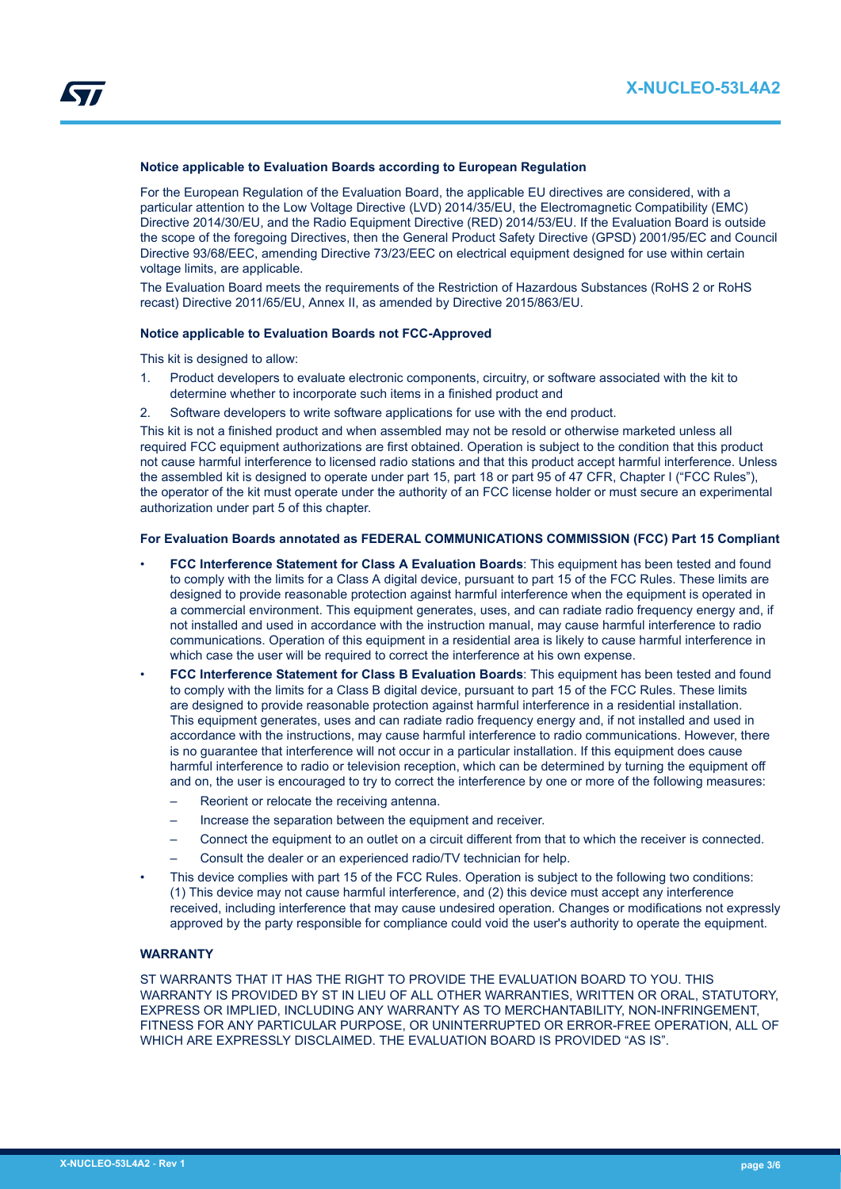**Notice applicable to Evaluation Boards according to European Regulation**

For the European Regulation of the Evaluation Board, the applicable EU directives are considered, with a particular attention to the Low Voltage Directive (LVD) 2014/35/EU, the Electromagnetic Compatibility (EMC) Directive 2014/30/EU, and the Radio Equipment Directive (RED) 2014/53/EU. If the Evaluation Board is outside the scope of the foregoing Directives, then the General Product Safety Directive (GPSD) 2001/95/EC and Council Directive 93/68/EEC, amending Directive 73/23/EEC on electrical equipment designed for use within certain voltage limits, are applicable.

The Evaluation Board meets the requirements of the Restriction of Hazardous Substances (RoHS 2 or RoHS recast) Directive 2011/65/EU, Annex II, as amended by Directive 2015/863/EU.

**Notice applicable to Evaluation Boards not FCC-Approved**

This kit is designed to allow:

1. Product developers to evaluate electronic components, circuitry, or software associated with the kit to determine whether to incorporate such items in a finished product and
2. Software developers to write software applications for use with the end product.

This kit is not a finished product and when assembled may not be resold or otherwise marketed unless all required FCC equipment authorizations are first obtained. Operation is subject to the condition that this product not cause harmful interference to licensed radio stations and that this product accept harmful interference. Unless the assembled kit is designed to operate under part 15, part 18 or part 95 of 47 CFR, Chapter I ("FCC Rules"), the operator of the kit must operate under the authority of an FCC license holder or must secure an experimental authorization under part 5 of this chapter.

**For Evaluation Boards annotated as FEDERAL COMMUNICATIONS COMMISSION (FCC) Part 15 Compliant**

- **FCC Interference Statement for Class A Evaluation Boards**: This equipment has been tested and found to comply with the limits for a Class A digital device, pursuant to part 15 of the FCC Rules. These limits are designed to provide reasonable protection against harmful interference when the equipment is operated in a commercial environment. This equipment generates, uses, and can radiate radio frequency energy and, if not installed and used in accordance with the instruction manual, may cause harmful interference to radio communications. Operation of this equipment in a residential area is likely to cause harmful interference in which case the user will be required to correct the interference at his own expense.
- **FCC Interference Statement for Class B Evaluation Boards**: This equipment has been tested and found to comply with the limits for a Class B digital device, pursuant to part 15 of the FCC Rules. These limits are designed to provide reasonable protection against harmful interference in a residential installation. This equipment generates, uses and can radiate radio frequency energy and, if not installed and used in accordance with the instructions, may cause harmful interference to radio communications. However, there is no guarantee that interference will not occur in a particular installation. If this equipment does cause harmful interference to radio or television reception, which can be determined by turning the equipment off and on, the user is encouraged to try to correct the interference by one or more of the following measures:
  - Reorient or relocate the receiving antenna.
  - Increase the separation between the equipment and receiver.
  - Connect the equipment to an outlet on a circuit different from that to which the receiver is connected.
  - Consult the dealer or an experienced radio/TV technician for help.
- This device complies with part 15 of the FCC Rules. Operation is subject to the following two conditions: (1) This device may not cause harmful interference, and (2) this device must accept any interference received, including interference that may cause undesired operation. Changes or modifications not expressly approved by the party responsible for compliance could void the user's authority to operate the equipment.

**WARRANTY**

ST WARRANTS THAT IT HAS THE RIGHT TO PROVIDE THE EVALUATION BOARD TO YOU. THIS WARRANTY IS PROVIDED BY ST IN LIEU OF ALL OTHER WARRANTIES, WRITTEN OR ORAL, STATUTORY, EXPRESS OR IMPLIED, INCLUDING ANY WARRANTY AS TO MERCHANTABILITY, NON-INFRINGEMENT, FITNESS FOR ANY PARTICULAR PURPOSE, OR UNINTERRUPTED OR ERROR-FREE OPERATION, ALL OF WHICH ARE EXPRESSLY DISCLAIMED. THE EVALUATION BOARD IS PROVIDED "AS IS".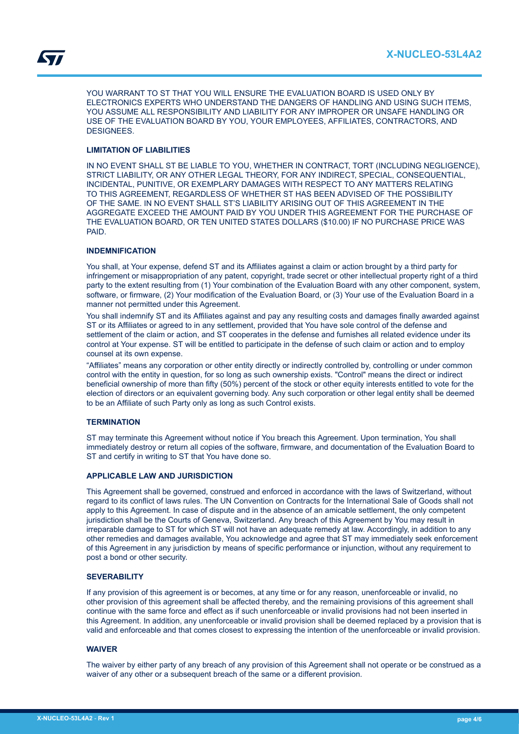YOU WARRANT TO ST THAT YOU WILL ENSURE THE EVALUATION BOARD IS USED ONLY BY ELECTRONICS EXPERTS WHO UNDERSTAND THE DANGERS OF HANDLING AND USING SUCH ITEMS, YOU ASSUME ALL RESPONSIBILITY AND LIABILITY FOR ANY IMPROPER OR UNSAFE HANDLING OR USE OF THE EVALUATION BOARD BY YOU, YOUR EMPLOYEES, AFFILIATES, CONTRACTORS, AND DESIGNEES.

**LIMITATION OF LIABILITIES**

IN NO EVENT SHALL ST BE LIABLE TO YOU, WHETHER IN CONTRACT, TORT (INCLUDING NEGLIGENCE), STRICT LIABILITY, OR ANY OTHER LEGAL THEORY, FOR ANY INDIRECT, SPECIAL, CONSEQUENTIAL, INCIDENTAL, PUNITIVE, OR EXEMPLARY DAMAGES WITH RESPECT TO ANY MATTERS RELATING TO THIS AGREEMENT, REGARDLESS OF WHETHER ST HAS BEEN ADVISED OF THE POSSIBILITY OF THE SAME. IN NO EVENT SHALL ST'S LIABILITY ARISING OUT OF THIS AGREEMENT IN THE AGGREGATE EXCEED THE AMOUNT PAID BY YOU UNDER THIS AGREEMENT FOR THE PURCHASE OF THE EVALUATION BOARD, OR TEN UNITED STATES DOLLARS ($10.00) IF NO PURCHASE PRICE WAS PAID.

**INDEMNIFICATION**

You shall, at Your expense, defend ST and its Affiliates against a claim or action brought by a third party for infringement or misappropriation of any patent, copyright, trade secret or other intellectual property right of a third party to the extent resulting from (1) Your combination of the Evaluation Board with any other component, system, software, or firmware, (2) Your modification of the Evaluation Board, or (3) Your use of the Evaluation Board in a manner not permitted under this Agreement.

You shall indemnify ST and its Affiliates against and pay any resulting costs and damages finally awarded against ST or its Affiliates or agreed to in any settlement, provided that You have sole control of the defense and settlement of the claim or action, and ST cooperates in the defense and furnishes all related evidence under its control at Your expense. ST will be entitled to participate in the defense of such claim or action and to employ counsel at its own expense.

"Affiliates" means any corporation or other entity directly or indirectly controlled by, controlling or under common control with the entity in question, for so long as such ownership exists. "Control" means the direct or indirect beneficial ownership of more than fifty (50%) percent of the stock or other equity interests entitled to vote for the election of directors or an equivalent governing body. Any such corporation or other legal entity shall be deemed to be an Affiliate of such Party only as long as such Control exists.

**TERMINATION**

ST may terminate this Agreement without notice if You breach this Agreement. Upon termination, You shall immediately destroy or return all copies of the software, firmware, and documentation of the Evaluation Board to ST and certify in writing to ST that You have done so.

**APPLICABLE LAW AND JURISDICTION**

This Agreement shall be governed, construed and enforced in accordance with the laws of Switzerland, without regard to its conflict of laws rules. The UN Convention on Contracts for the International Sale of Goods shall not apply to this Agreement. In case of dispute and in the absence of an amicable settlement, the only competent jurisdiction shall be the Courts of Geneva, Switzerland. Any breach of this Agreement by You may result in irreparable damage to ST for which ST will not have an adequate remedy at law. Accordingly, in addition to any other remedies and damages available, You acknowledge and agree that ST may immediately seek enforcement of this Agreement in any jurisdiction by means of specific performance or injunction, without any requirement to post a bond or other security.

**SEVERABILITY**

If any provision of this agreement is or becomes, at any time or for any reason, unenforceable or invalid, no other provision of this agreement shall be affected thereby, and the remaining provisions of this agreement shall continue with the same force and effect as if such unenforceable or invalid provisions had not been inserted in this Agreement. In addition, any unenforceable or invalid provision shall be deemed replaced by a provision that is valid and enforceable and that comes closest to expressing the intention of the unenforceable or invalid provision.

**WAIVER**

The waiver by either party of any breach of any provision of this Agreement shall not operate or be construed as a waiver of any other or a subsequent breach of the same or a different provision.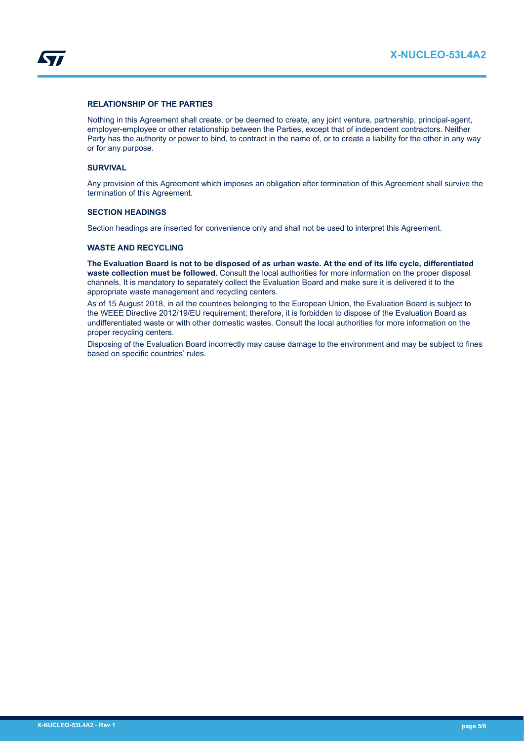### RELATIONSHIP OF THE PARTIES

Nothing in this Agreement shall create, or be deemed to create, any joint venture, partnership, principal-agent, employer-employee or other relationship between the Parties, except that of independent contractors. Neither Party has the authority or power to bind, to contract in the name of, or to create a liability for the other in any way or for any purpose.

### SURVIVAL

Any provision of this Agreement which imposes an obligation after termination of this Agreement shall survive the termination of this Agreement.

### SECTION HEADINGS

Section headings are inserted for convenience only and shall not be used to interpret this Agreement.

### WASTE AND RECYCLING

**The Evaluation Board is not to be disposed of as urban waste. At the end of its life cycle, differentiated waste collection must be followed.** Consult the local authorities for more information on the proper disposal channels. It is mandatory to separately collect the Evaluation Board and make sure it is delivered it to the appropriate waste management and recycling centers.

As of 15 August 2018, in all the countries belonging to the European Union, the Evaluation Board is subject to the WEEE Directive 2012/19/EU requirement; therefore, it is forbidden to dispose of the Evaluation Board as undifferentiated waste or with other domestic wastes. Consult the local authorities for more information on the proper recycling centers.

Disposing of the Evaluation Board incorrectly may cause damage to the environment and may be subject to fines based on specific countries' rules.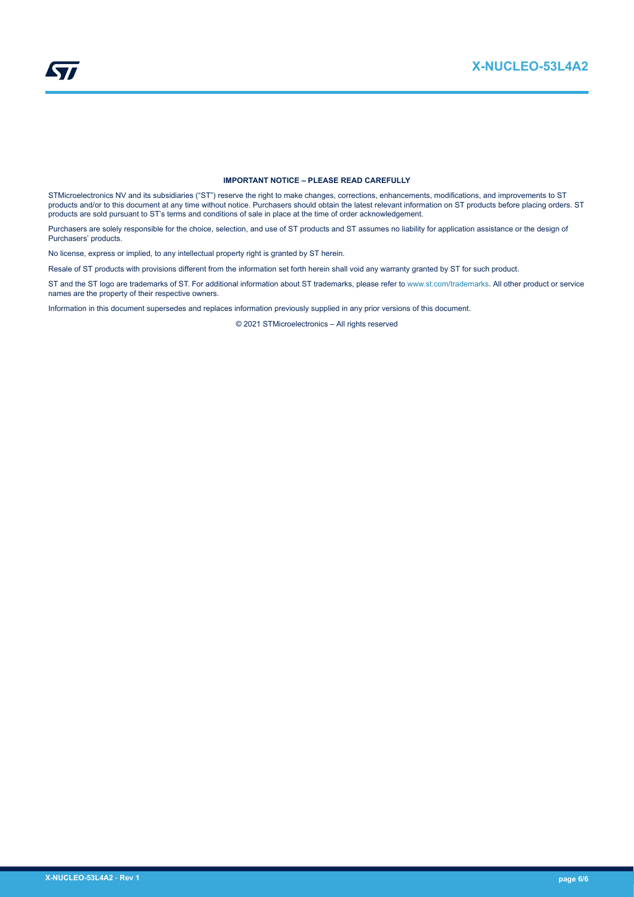**IMPORTANT NOTICE – PLEASE READ CAREFULLY**

STMicroelectronics NV and its subsidiaries ("ST") reserve the right to make changes, corrections, enhancements, modifications, and improvements to ST products and/or to this document at any time without notice. Purchasers should obtain the latest relevant information on ST products before placing orders. ST products are sold pursuant to ST's terms and conditions of sale in place at the time of order acknowledgement.

Purchasers are solely responsible for the choice, selection, and use of ST products and ST assumes no liability for application assistance or the design of Purchasers' products.

No license, express or implied, to any intellectual property right is granted by ST herein.

Resale of ST products with provisions different from the information set forth herein shall void any warranty granted by ST for such product.

ST and the ST logo are trademarks of ST. For additional information about ST trademarks, please refer to www.st.com/trademarks. All other product or service names are the property of their respective owners.

Information in this document supersedes and replaces information previously supplied in any prior versions of this document.

© 2021 STMicroelectronics – All rights reserved